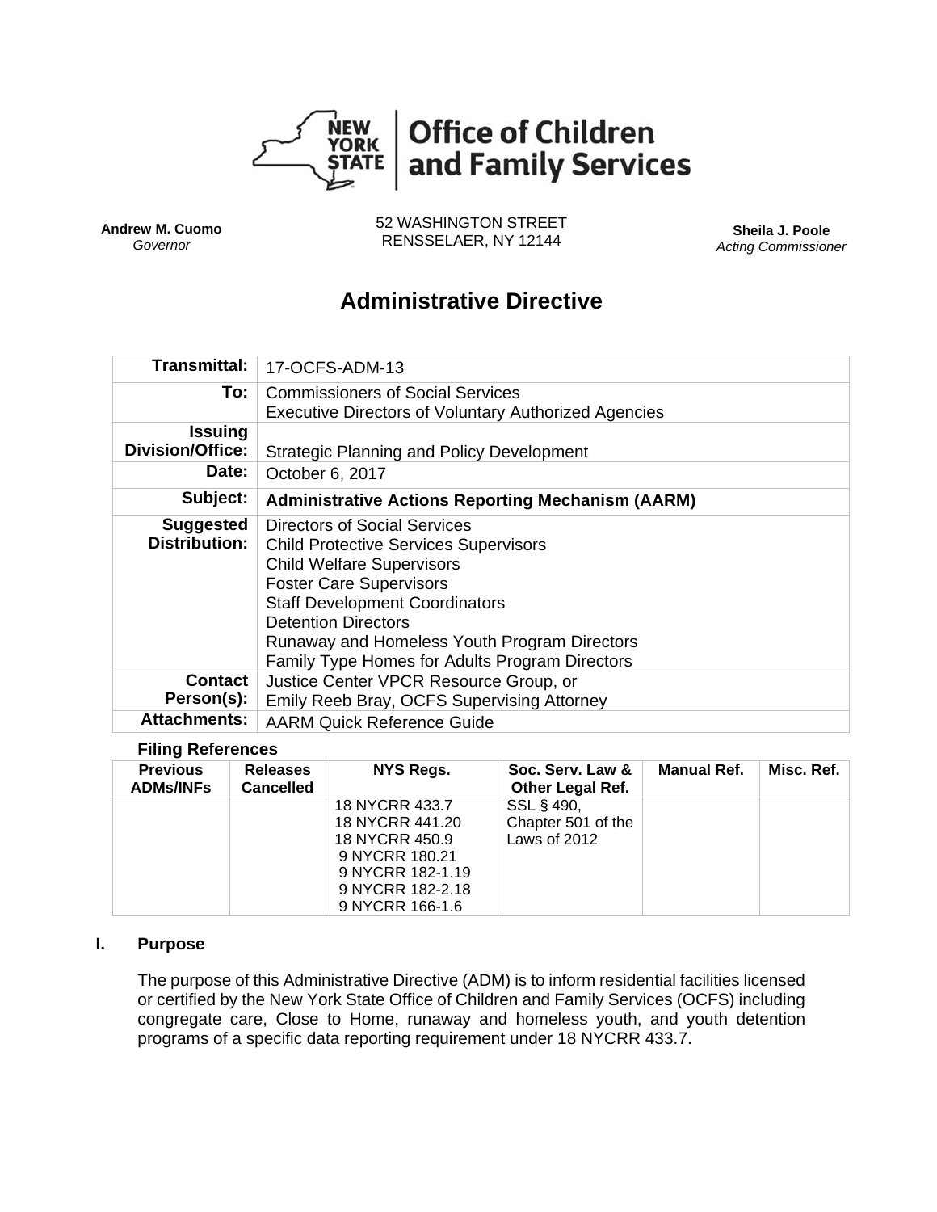**Office of Children and Family Services**

**Andrew M. Cuomo**
*Governor*

52 WASHINGTON STREET
RENSSELAER, NY 12144

**Sheila J. Poole**
*Acting Commissioner*

# Administrative Directive

| | |
|---|---|
| **Transmittal:** | 17-OCFS-ADM-13 |
| **To:** | Commissioners of Social Services<br>Executive Directors of Voluntary Authorized Agencies |
| **Issuing Division/Office:** | Strategic Planning and Policy Development |
| **Date:** | October 6, 2017 |
| **Subject:** | **Administrative Actions Reporting Mechanism (AARM)** |
| **Suggested Distribution:** | Directors of Social Services<br>Child Protective Services Supervisors<br>Child Welfare Supervisors<br>Foster Care Supervisors<br>Staff Development Coordinators<br>Detention Directors<br>Runaway and Homeless Youth Program Directors<br>Family Type Homes for Adults Program Directors |
| **Contact Person(s):** | Justice Center VPCR Resource Group, or<br>Emily Reeb Bray, OCFS Supervising Attorney |
| **Attachments:** | AARM Quick Reference Guide |

**Filing References**

| Previous ADMs/INFs | Releases Cancelled | NYS Regs. | Soc. Serv. Law & Other Legal Ref. | Manual Ref. | Misc. Ref. |
|---|---|---|---|---|---|
| | | 18 NYCRR 433.7<br>18 NYCRR 441.20<br>18 NYCRR 450.9<br>9 NYCRR 180.21<br>9 NYCRR 182-1.19<br>9 NYCRR 182-2.18<br>9 NYCRR 166-1.6 | SSL § 490, Chapter 501 of the Laws of 2012 | | |

## I. Purpose

The purpose of this Administrative Directive (ADM) is to inform residential facilities licensed or certified by the New York State Office of Children and Family Services (OCFS) including congregate care, Close to Home, runaway and homeless youth, and youth detention programs of a specific data reporting requirement under 18 NYCRR 433.7.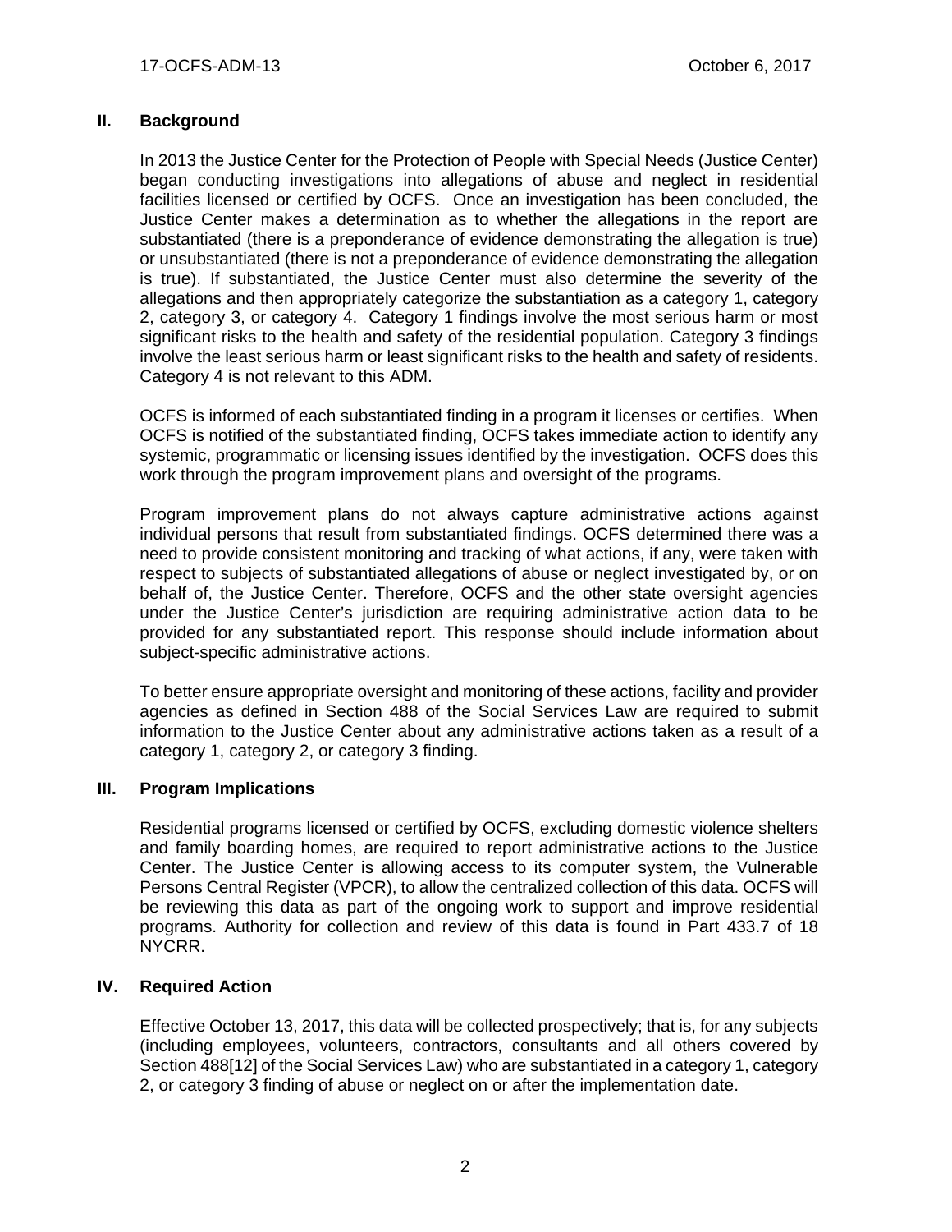## II. Background

In 2013 the Justice Center for the Protection of People with Special Needs (Justice Center) began conducting investigations into allegations of abuse and neglect in residential facilities licensed or certified by OCFS. Once an investigation has been concluded, the Justice Center makes a determination as to whether the allegations in the report are substantiated (there is a preponderance of evidence demonstrating the allegation is true) or unsubstantiated (there is not a preponderance of evidence demonstrating the allegation is true). If substantiated, the Justice Center must also determine the severity of the allegations and then appropriately categorize the substantiation as a category 1, category 2, category 3, or category 4. Category 1 findings involve the most serious harm or most significant risks to the health and safety of the residential population. Category 3 findings involve the least serious harm or least significant risks to the health and safety of residents. Category 4 is not relevant to this ADM.

OCFS is informed of each substantiated finding in a program it licenses or certifies. When OCFS is notified of the substantiated finding, OCFS takes immediate action to identify any systemic, programmatic or licensing issues identified by the investigation. OCFS does this work through the program improvement plans and oversight of the programs.

Program improvement plans do not always capture administrative actions against individual persons that result from substantiated findings. OCFS determined there was a need to provide consistent monitoring and tracking of what actions, if any, were taken with respect to subjects of substantiated allegations of abuse or neglect investigated by, or on behalf of, the Justice Center. Therefore, OCFS and the other state oversight agencies under the Justice Center's jurisdiction are requiring administrative action data to be provided for any substantiated report. This response should include information about subject-specific administrative actions.

To better ensure appropriate oversight and monitoring of these actions, facility and provider agencies as defined in Section 488 of the Social Services Law are required to submit information to the Justice Center about any administrative actions taken as a result of a category 1, category 2, or category 3 finding.

## III. Program Implications

Residential programs licensed or certified by OCFS, excluding domestic violence shelters and family boarding homes, are required to report administrative actions to the Justice Center. The Justice Center is allowing access to its computer system, the Vulnerable Persons Central Register (VPCR), to allow the centralized collection of this data. OCFS will be reviewing this data as part of the ongoing work to support and improve residential programs. Authority for collection and review of this data is found in Part 433.7 of 18 NYCRR.

## IV. Required Action

Effective October 13, 2017, this data will be collected prospectively; that is, for any subjects (including employees, volunteers, contractors, consultants and all others covered by Section 488[12] of the Social Services Law) who are substantiated in a category 1, category 2, or category 3 finding of abuse or neglect on or after the implementation date.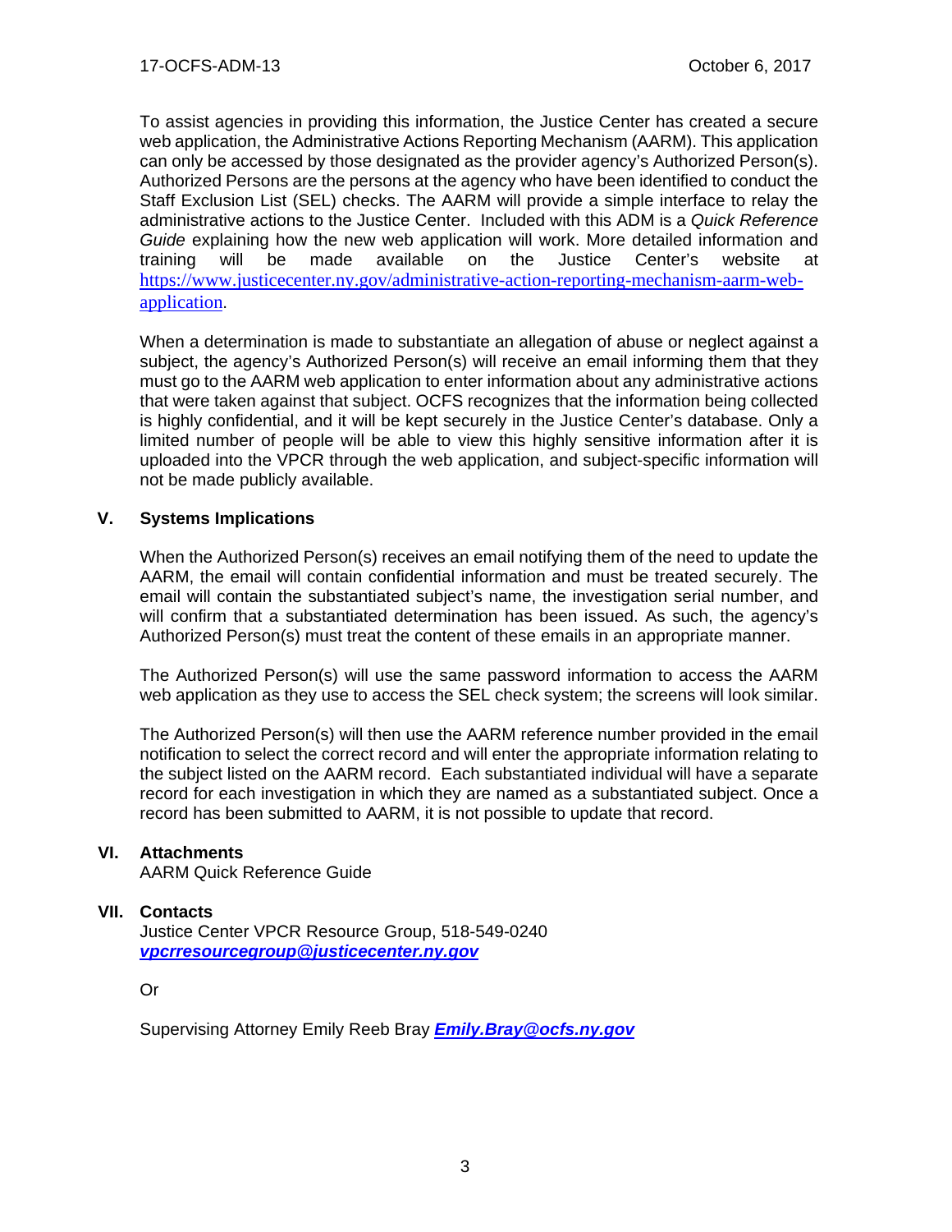To assist agencies in providing this information, the Justice Center has created a secure web application, the Administrative Actions Reporting Mechanism (AARM). This application can only be accessed by those designated as the provider agency's Authorized Person(s). Authorized Persons are the persons at the agency who have been identified to conduct the Staff Exclusion List (SEL) checks. The AARM will provide a simple interface to relay the administrative actions to the Justice Center. Included with this ADM is a *Quick Reference Guide* explaining how the new web application will work. More detailed information and training will be made available on the Justice Center's website at https://www.justicecenter.ny.gov/administrative-action-reporting-mechanism-aarm-web-application.

When a determination is made to substantiate an allegation of abuse or neglect against a subject, the agency's Authorized Person(s) will receive an email informing them that they must go to the AARM web application to enter information about any administrative actions that were taken against that subject. OCFS recognizes that the information being collected is highly confidential, and it will be kept securely in the Justice Center's database. Only a limited number of people will be able to view this highly sensitive information after it is uploaded into the VPCR through the web application, and subject-specific information will not be made publicly available.

## V. Systems Implications

When the Authorized Person(s) receives an email notifying them of the need to update the AARM, the email will contain confidential information and must be treated securely. The email will contain the substantiated subject's name, the investigation serial number, and will confirm that a substantiated determination has been issued. As such, the agency's Authorized Person(s) must treat the content of these emails in an appropriate manner.

The Authorized Person(s) will use the same password information to access the AARM web application as they use to access the SEL check system; the screens will look similar.

The Authorized Person(s) will then use the AARM reference number provided in the email notification to select the correct record and will enter the appropriate information relating to the subject listed on the AARM record. Each substantiated individual will have a separate record for each investigation in which they are named as a substantiated subject. Once a record has been submitted to AARM, it is not possible to update that record.

## VI. Attachments

AARM Quick Reference Guide

## VII. Contacts

Justice Center VPCR Resource Group, 518-549-0240
***vpcrresourcegroup@justicecenter.ny.gov***

Or

Supervising Attorney Emily Reeb Bray ***Emily.Bray@ocfs.ny.gov***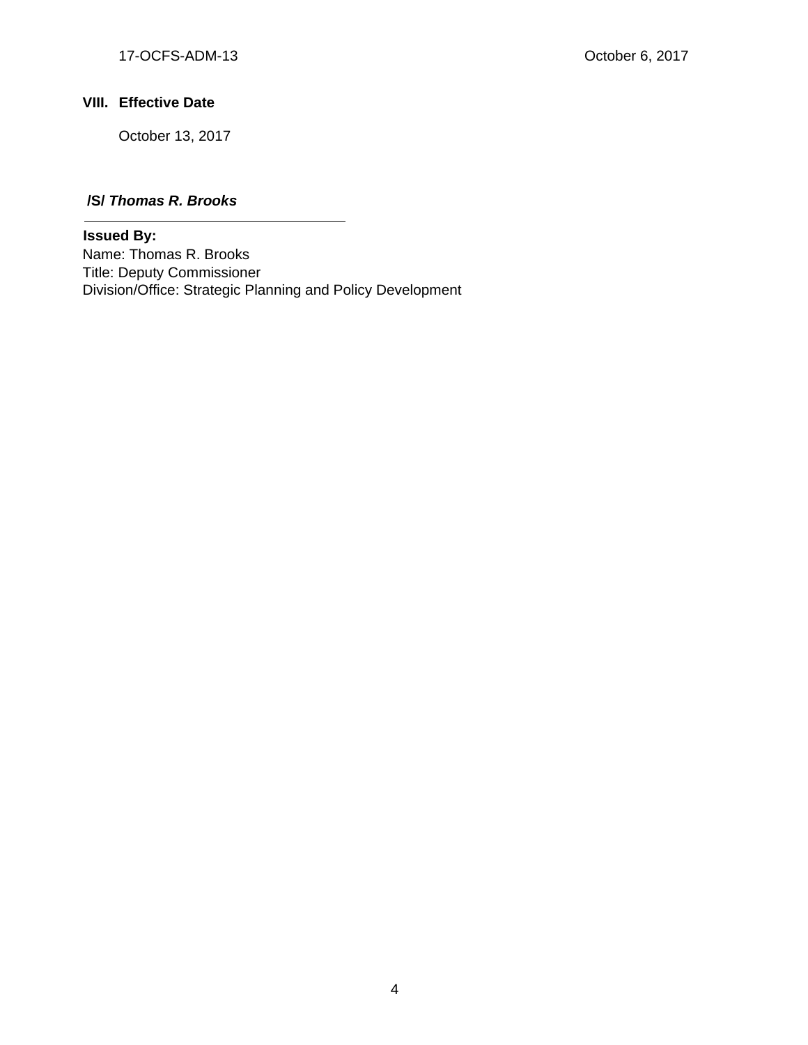## VIII. Effective Date

October 13, 2017

**/S/ *Thomas R. Brooks***

---

**Issued By:**
Name: Thomas R. Brooks
Title: Deputy Commissioner
Division/Office: Strategic Planning and Policy Development